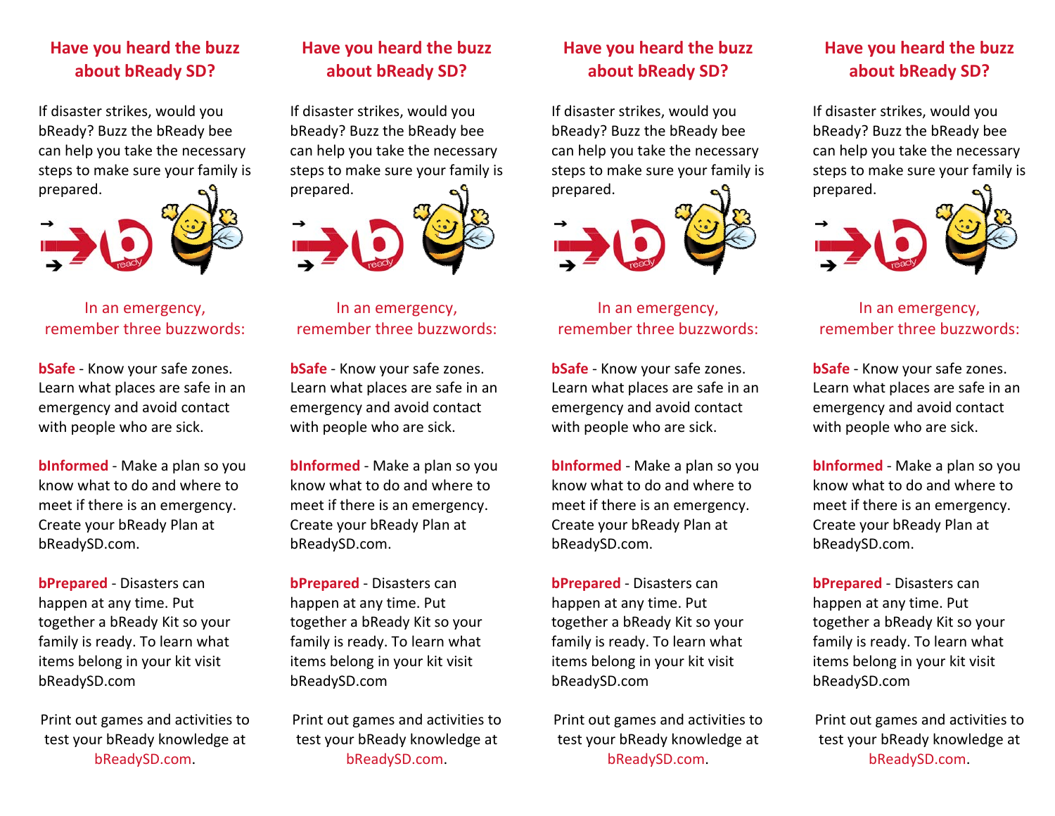## Have you heard the buzz about bReady SD?

If disaster strikes, would you bReady? Buzz the bReady bee can help you take the necessary steps to make sure your family is prepared.

In an emergency, remember three buzzwords:

**bSafe** - Know your safe zones. Learn what places are safe in an emergency and avoid contact with people who are sick.

**bInformed** - Make a plan so you know what to do and where to meet if there is an emergency. Create your bReady Plan at bReadySD.com.

**bPrepared** - Disasters can happen at any time. Put together a bReady Kit so your family is ready. To learn what items belong in your kit visit bReadySD.com

Print out games and activities to test your bReady knowledge at bReadySD.com.

## Have you heard the buzz about bReady SD?

If disaster strikes, would you bReady? Buzz the bReady bee can help you take the necessary steps to make sure your family is prepared.

In an emergency, remember three buzzwords:

**bSafe** - Know your safe zones. Learn what places are safe in an emergency and avoid contact with people who are sick.

**bInformed** - Make a plan so you know what to do and where to meet if there is an emergency. Create your bReady Plan at bReadySD.com.

**bPrepared** - Disasters can happen at any time. Put together a bReady Kit so your family is ready. To learn what items belong in your kit visit bReadySD.com

Print out games and activities to test your bReady knowledge at bReadySD.com.

## Have you heard the buzz about bReady SD?

If disaster strikes, would you bReady? Buzz the bReady bee can help you take the necessary steps to make sure your family is prepared.

In an emergency, remember three buzzwords:

**bSafe** - Know your safe zones. Learn what places are safe in an emergency and avoid contact with people who are sick.

**bInformed** - Make a plan so you know what to do and where to meet if there is an emergency. Create your bReady Plan at bReadySD.com.

**bPrepared** - Disasters can happen at any time. Put together a bReady Kit so your family is ready. To learn what items belong in your kit visit bReadySD.com

Print out games and activities to test your bReady knowledge at bReadySD.com.

## Have you heard the buzz about bReady SD?

If disaster strikes, would you bReady? Buzz the bReady bee can help you take the necessary steps to make sure your family is prepared.

In an emergency, remember three buzzwords:

**bSafe** - Know your safe zones. Learn what places are safe in an emergency and avoid contact with people who are sick.

**bInformed** - Make a plan so you know what to do and where to meet if there is an emergency. Create your bReady Plan at bReadySD.com.

**bPrepared** - Disasters can happen at any time. Put together a bReady Kit so your family is ready. To learn what items belong in your kit visit bReadySD.com

Print out games and activities to test your bReady knowledge at bReadySD.com.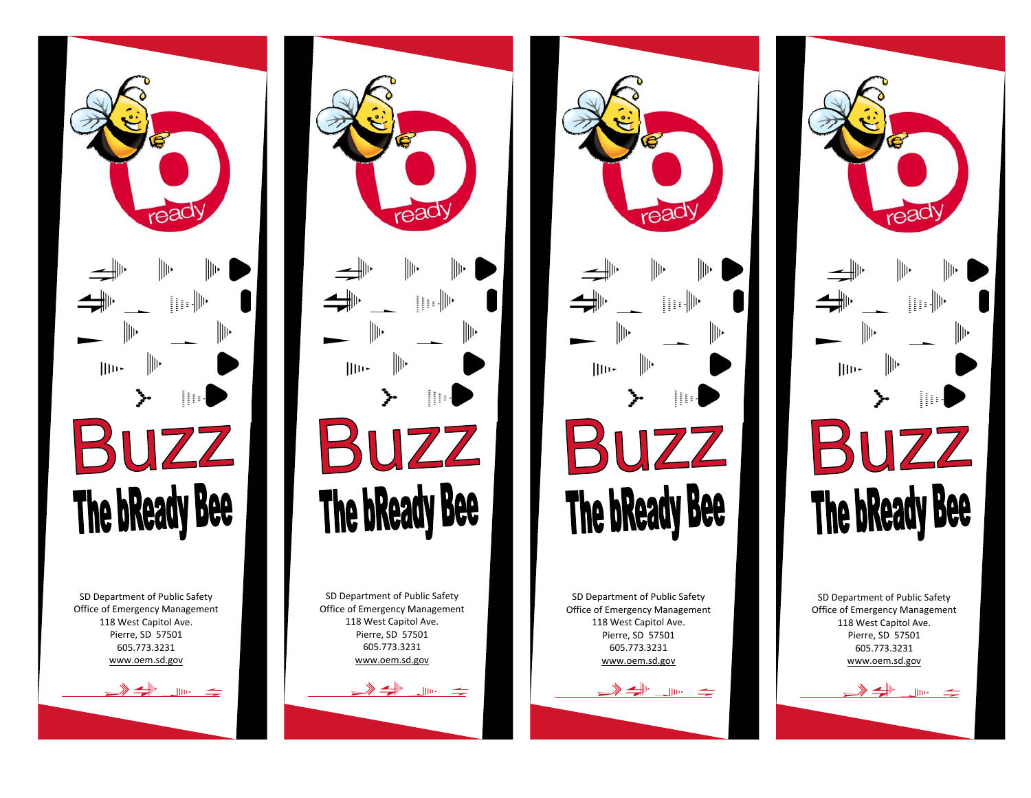# Buzz
## The bReady Bee

SD Department of Public Safety
Office of Emergency Management
118 West Capitol Ave.
Pierre, SD 57501
605.773.3231
www.oem.sd.gov

# Buzz
## The bReady Bee

SD Department of Public Safety
Office of Emergency Management
118 West Capitol Ave.
Pierre, SD 57501
605.773.3231
www.oem.sd.gov

# Buzz
## The bReady Bee

SD Department of Public Safety
Office of Emergency Management
118 West Capitol Ave.
Pierre, SD 57501
605.773.3231
www.oem.sd.gov

# Buzz
## The bReady Bee

SD Department of Public Safety
Office of Emergency Management
118 West Capitol Ave.
Pierre, SD 57501
605.773.3231
www.oem.sd.gov